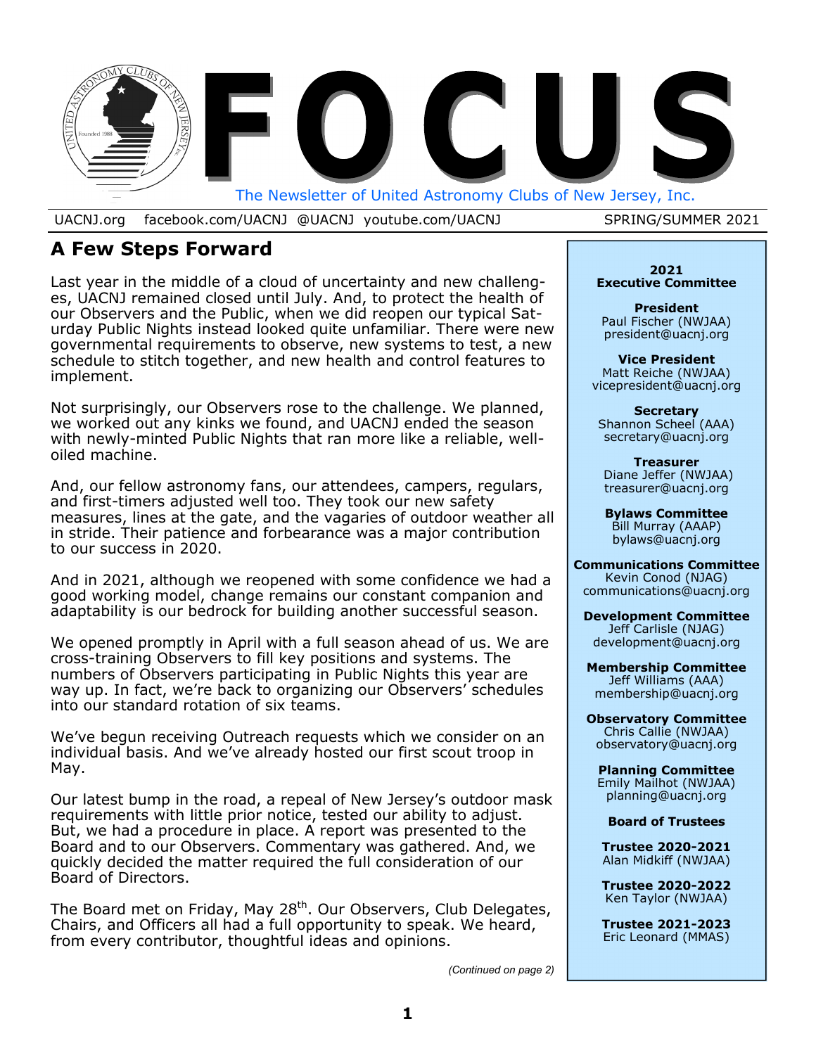# FOCUS

The Newsletter of United Astronomy Clubs of New Jersey, Inc.

UACNJ.org facebook.com/UACNJ @UACNJ youtube.com/UACNJ SPRING/SUMMER 2021

## A Few Steps Forward

Last year in the middle of a cloud of uncertainty and new challenges, UACNJ remained closed until July. And, to protect the health of our Observers and the Public, when we did reopen our typical Saturday Public Nights instead looked quite unfamiliar. There were new governmental requirements to observe, new systems to test, a new schedule to stitch together, and new health and control features to implement.

Not surprisingly, our Observers rose to the challenge. We planned, we worked out any kinks we found, and UACNJ ended the season with newly-minted Public Nights that ran more like a reliable, well-oiled machine.

And, our fellow astronomy fans, our attendees, campers, regulars, and first-timers adjusted well too. They took our new safety measures, lines at the gate, and the vagaries of outdoor weather all in stride. Their patience and forbearance was a major contribution to our success in 2020.

And in 2021, although we reopened with some confidence we had a good working model, change remains our constant companion and adaptability is our bedrock for building another successful season.

We opened promptly in April with a full season ahead of us. We are cross-training Observers to fill key positions and systems. The numbers of Observers participating in Public Nights this year are way up. In fact, we're back to organizing our Observers' schedules into our standard rotation of six teams.

We've begun receiving Outreach requests which we consider on an individual basis. And we've already hosted our first scout troop in May.

Our latest bump in the road, a repeal of New Jersey's outdoor mask requirements with little prior notice, tested our ability to adjust. But, we had a procedure in place. A report was presented to the Board and to our Observers. Commentary was gathered. And, we quickly decided the matter required the full consideration of our Board of Directors.

The Board met on Friday, May 28th. Our Observers, Club Delegates, Chairs, and Officers all had a full opportunity to speak. We heard, from every contributor, thoughtful ideas and opinions.

*(Continued on page 2)*

---

**2021 Executive Committee**

**President**
Paul Fischer (NWJAA)
president@uacnj.org

**Vice President**
Matt Reiche (NWJAA)
vicepresident@uacnj.org

**Secretary**
Shannon Scheel (AAA)
secretary@uacnj.org

**Treasurer**
Diane Jeffer (NWJAA)
treasurer@uacnj.org

**Bylaws Committee**
Bill Murray (AAAP)
bylaws@uacnj.org

**Communications Committee**
Kevin Conod (NJAG)
communications@uacnj.org

**Development Committee**
Jeff Carlisle (NJAG)
development@uacnj.org

**Membership Committee**
Jeff Williams (AAA)
membership@uacnj.org

**Observatory Committee**
Chris Callie (NWJAA)
observatory@uacnj.org

**Planning Committee**
Emily Mailhot (NWJAA)
planning@uacnj.org

**Board of Trustees**

**Trustee 2020-2021**
Alan Midkiff (NWJAA)

**Trustee 2020-2022**
Ken Taylor (NWJAA)

**Trustee 2021-2023**
Eric Leonard (MMAS)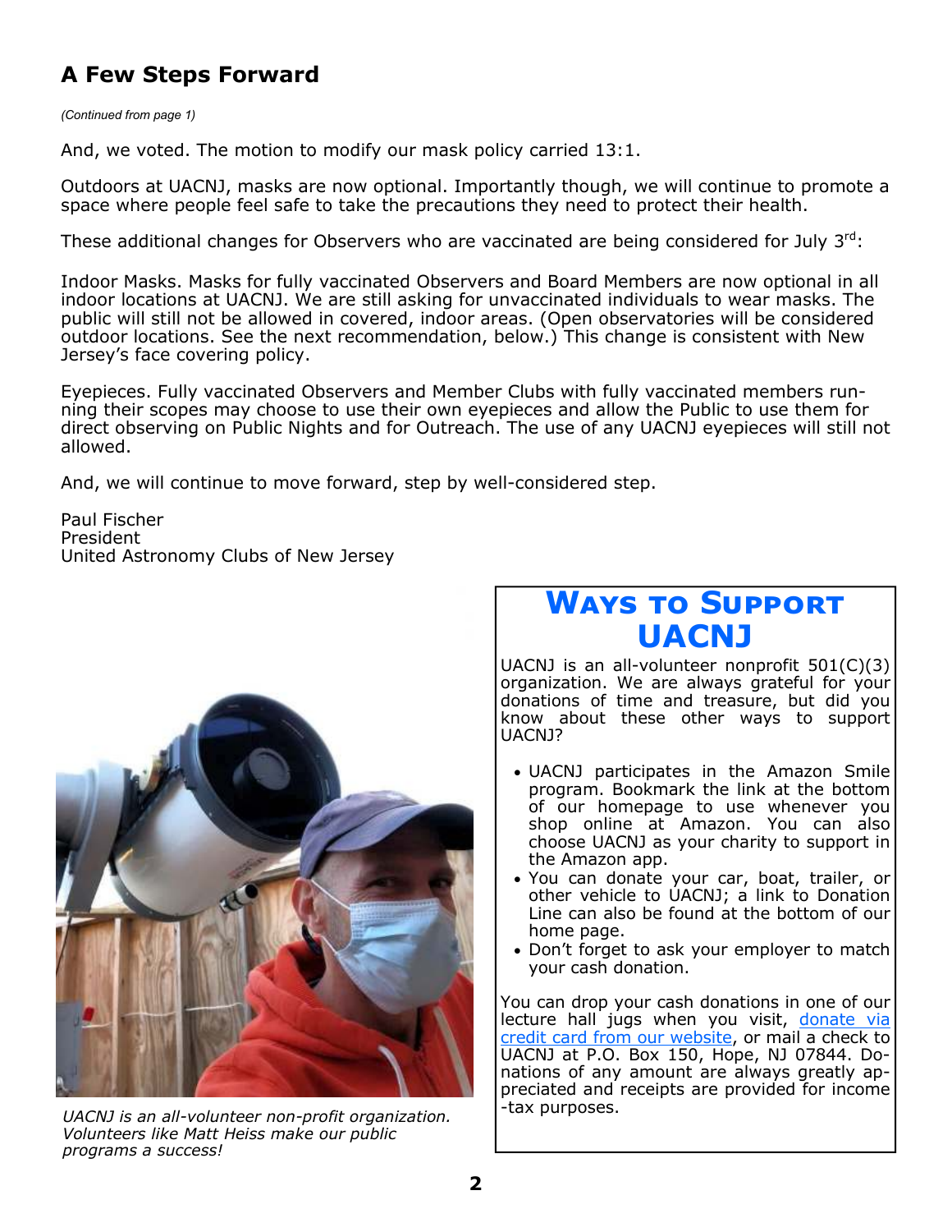## A Few Steps Forward

*(Continued from page 1)*

And, we voted. The motion to modify our mask policy carried 13:1.

Outdoors at UACNJ, masks are now optional. Importantly though, we will continue to promote a space where people feel safe to take the precautions they need to protect their health.

These additional changes for Observers who are vaccinated are being considered for July 3rd:

Indoor Masks. Masks for fully vaccinated Observers and Board Members are now optional in all indoor locations at UACNJ. We are still asking for unvaccinated individuals to wear masks. The public will still not be allowed in covered, indoor areas. (Open observatories will be considered outdoor locations. See the next recommendation, below.) This change is consistent with New Jersey's face covering policy.

Eyepieces. Fully vaccinated Observers and Member Clubs with fully vaccinated members running their scopes may choose to use their own eyepieces and allow the Public to use them for direct observing on Public Nights and for Outreach. The use of any UACNJ eyepieces will still not allowed.

And, we will continue to move forward, step by well-considered step.

Paul Fischer
President
United Astronomy Clubs of New Jersey

*UACNJ is an all-volunteer non-profit organization. Volunteers like Matt Heiss make our public programs a success!*

## Ways to Support UACNJ

UACNJ is an all-volunteer nonprofit 501(C)(3) organization. We are always grateful for your donations of time and treasure, but did you know about these other ways to support UACNJ?

- UACNJ participates in the Amazon Smile program. Bookmark the link at the bottom of our homepage to use whenever you shop online at Amazon. You can also choose UACNJ as your charity to support in the Amazon app.
- You can donate your car, boat, trailer, or other vehicle to UACNJ; a link to Donation Line can also be found at the bottom of our home page.
- Don't forget to ask your employer to match your cash donation.

You can drop your cash donations in one of our lecture hall jugs when you visit, donate via credit card from our website, or mail a check to UACNJ at P.O. Box 150, Hope, NJ 07844. Donations of any amount are always greatly appreciated and receipts are provided for income-tax purposes.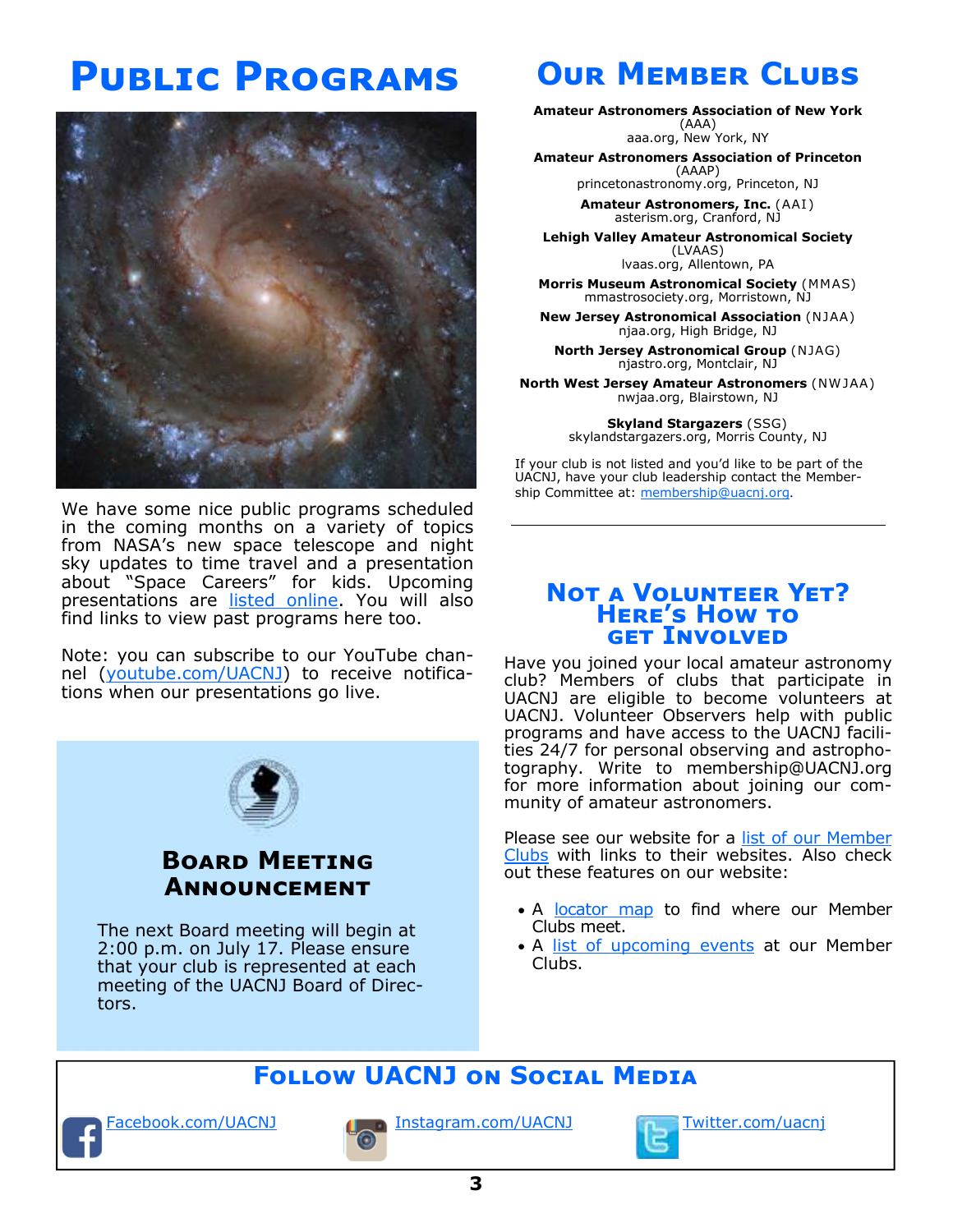# Public Programs

We have some nice public programs scheduled in the coming months on a variety of topics from NASA's new space telescope and night sky updates to time travel and a presentation about "Space Careers" for kids. Upcoming presentations are listed online. You will also find links to view past programs here too.

Note: you can subscribe to our YouTube channel (youtube.com/UACNJ) to receive notifications when our presentations go live.

## Board Meeting Announcement

The next Board meeting will begin at 2:00 p.m. on July 17. Please ensure that your club is represented at each meeting of the UACNJ Board of Directors.

# Our Member Clubs

**Amateur Astronomers Association of New York** (AAA)
aaa.org, New York, NY

**Amateur Astronomers Association of Princeton** (AAAP)
princetonastronomy.org, Princeton, NJ

**Amateur Astronomers, Inc.** (AAI)
asterism.org, Cranford, NJ

**Lehigh Valley Amateur Astronomical Society** (LVAAS)
lvaas.org, Allentown, PA

**Morris Museum Astronomical Society** (MMAS)
mmastrosociety.org, Morristown, NJ

**New Jersey Astronomical Association** (NJAA)
njaa.org, High Bridge, NJ

**North Jersey Astronomical Group** (NJAG)
njastro.org, Montclair, NJ

**North West Jersey Amateur Astronomers** (NWJAA)
nwjaa.org, Blairstown, NJ

**Skyland Stargazers** (SSG)
skylandstargazers.org, Morris County, NJ

If your club is not listed and you'd like to be part of the UACNJ, have your club leadership contact the Membership Committee at: membership@uacnj.org.

## Not a Volunteer Yet? Here's How to get Involved

Have you joined your local amateur astronomy club? Members of clubs that participate in UACNJ are eligible to become volunteers at UACNJ. Volunteer Observers help with public programs and have access to the UACNJ facilities 24/7 for personal observing and astrophotography. Write to membership@UACNJ.org for more information about joining our community of amateur astronomers.

Please see our website for a list of our Member Clubs with links to their websites. Also check out these features on our website:

- A locator map to find where our Member Clubs meet.
- A list of upcoming events at our Member Clubs.

## Follow UACNJ on Social Media

Facebook.com/UACNJ

Instagram.com/UACNJ

Twitter.com/uacnj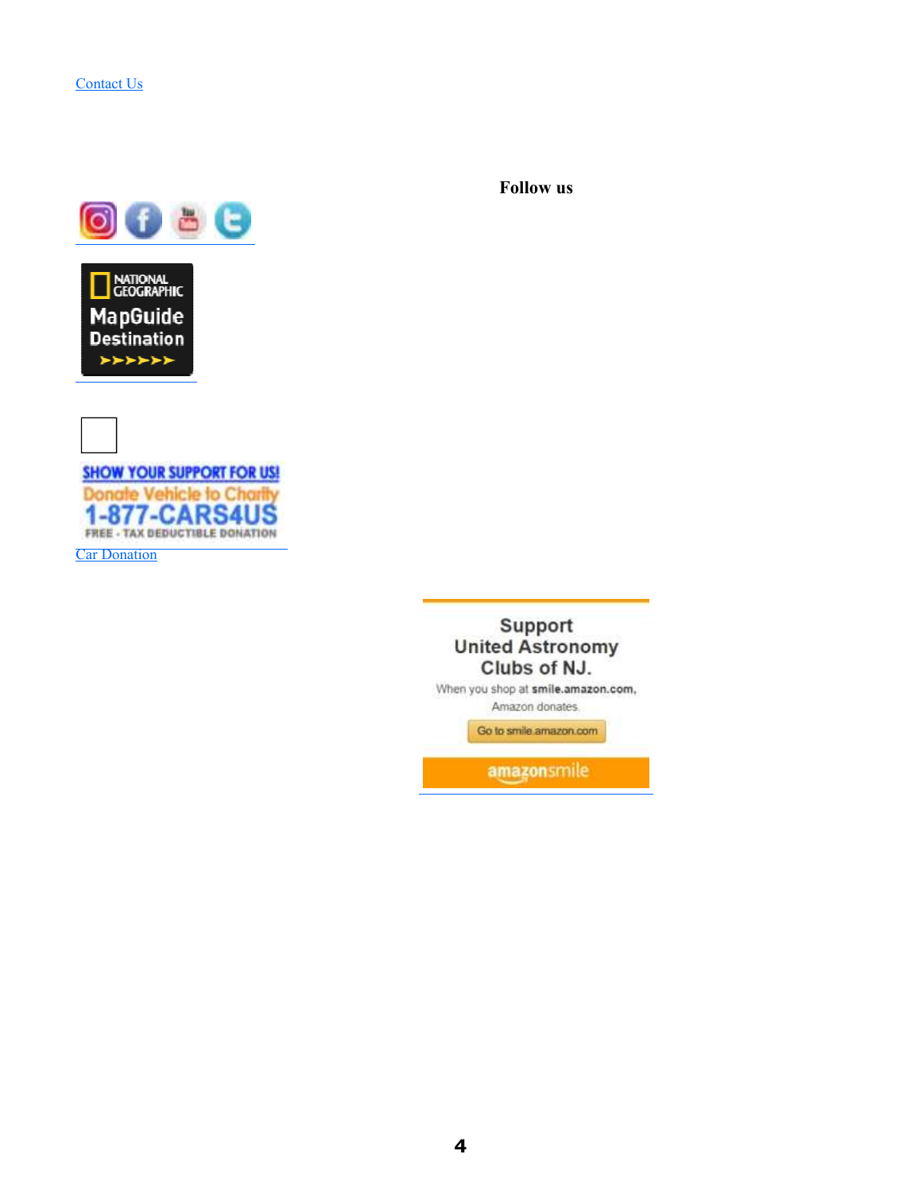Contact Us

**Follow us**

Car Donation